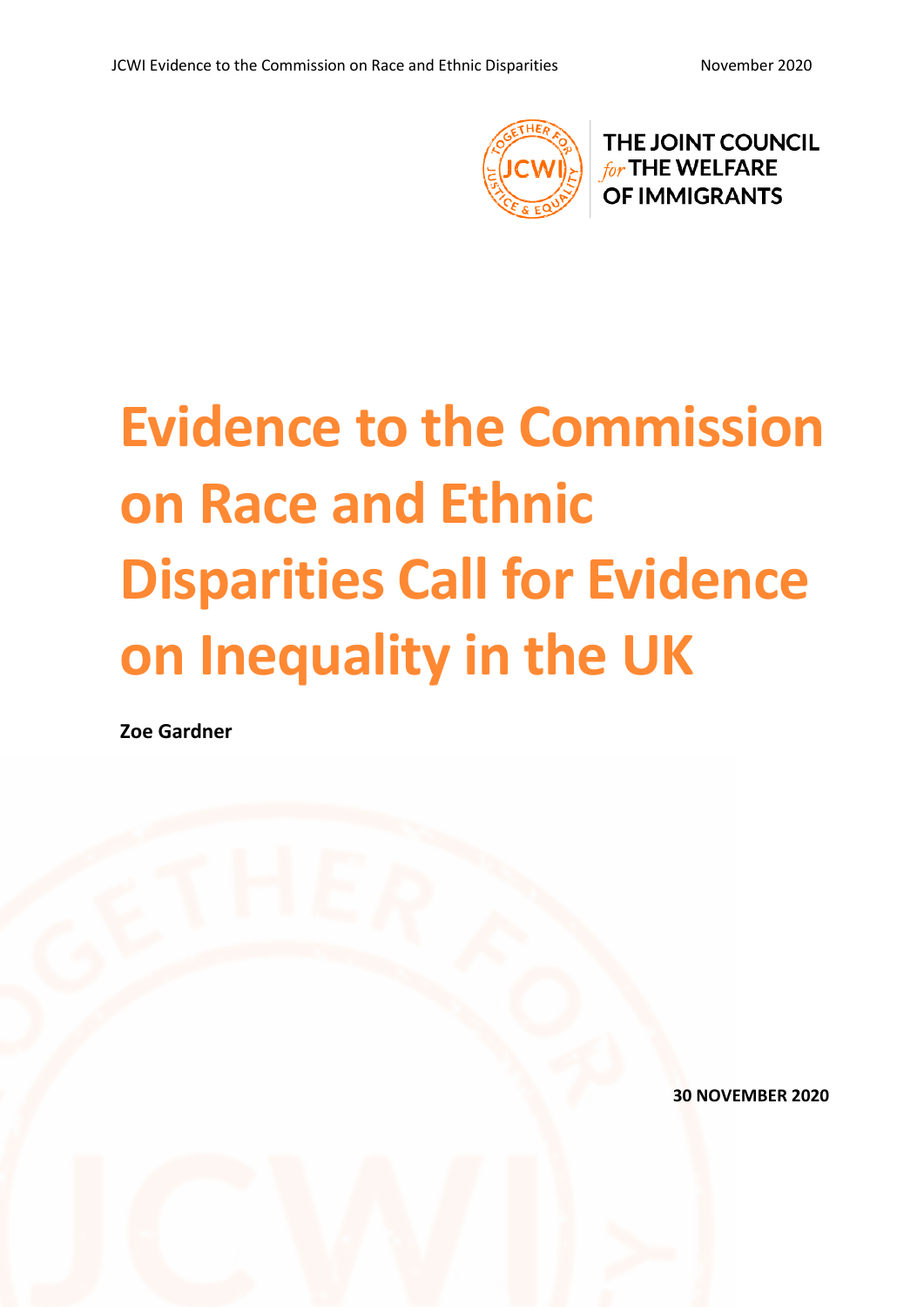THE JOINT COUNCIL *for* THE WELFARE OF IMMIGRANTS

# Evidence to the Commission on Race and Ethnic Disparities Call for Evidence on Inequality in the UK

**Zoe Gardner**

**30 NOVEMBER 2020**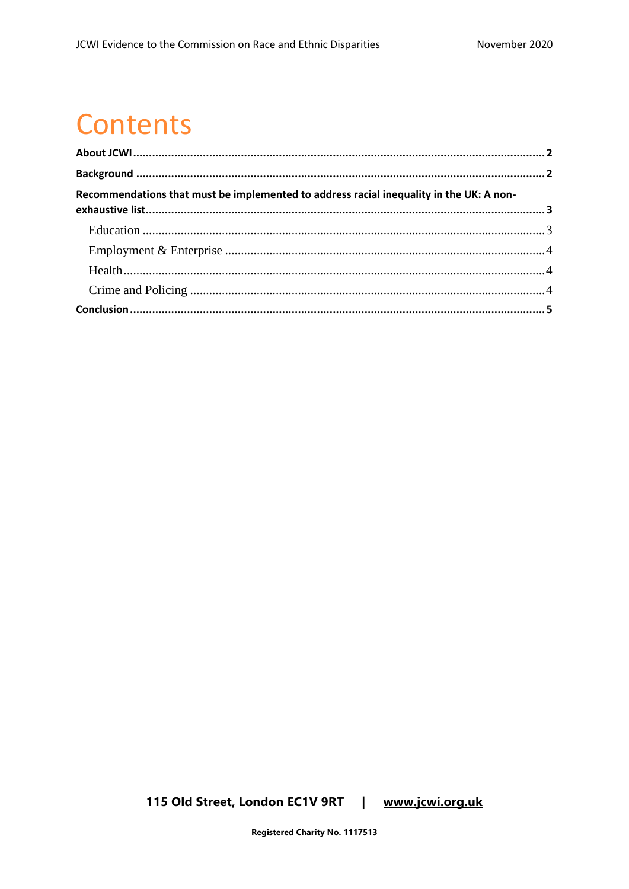# Contents

**About JCWI** .......... **2**

**Background** .......... **2**

**Recommendations that must be implemented to address racial inequality in the UK: A non-exhaustive list** .......... **3**

- Education .......... 3
- Employment & Enterprise .......... 4
- Health .......... 4
- Crime and Policing .......... 4

**Conclusion** .......... **5**

**115 Old Street, London EC1V 9RT | www.jcwi.org.uk**

**Registered Charity No. 1117513**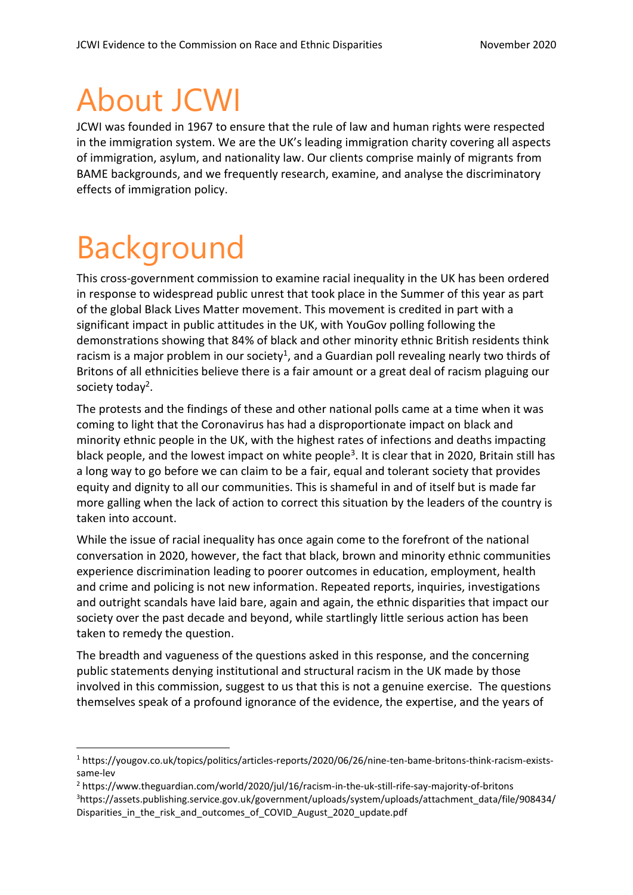# About JCWI

JCWI was founded in 1967 to ensure that the rule of law and human rights were respected in the immigration system. We are the UK's leading immigration charity covering all aspects of immigration, asylum, and nationality law. Our clients comprise mainly of migrants from BAME backgrounds, and we frequently research, examine, and analyse the discriminatory effects of immigration policy.

# Background

This cross-government commission to examine racial inequality in the UK has been ordered in response to widespread public unrest that took place in the Summer of this year as part of the global Black Lives Matter movement. This movement is credited in part with a significant impact in public attitudes in the UK, with YouGov polling following the demonstrations showing that 84% of black and other minority ethnic British residents think racism is a major problem in our society[1], and a Guardian poll revealing nearly two thirds of Britons of all ethnicities believe there is a fair amount or a great deal of racism plaguing our society today[2].

The protests and the findings of these and other national polls came at a time when it was coming to light that the Coronavirus has had a disproportionate impact on black and minority ethnic people in the UK, with the highest rates of infections and deaths impacting black people, and the lowest impact on white people[3]. It is clear that in 2020, Britain still has a long way to go before we can claim to be a fair, equal and tolerant society that provides equity and dignity to all our communities. This is shameful in and of itself but is made far more galling when the lack of action to correct this situation by the leaders of the country is taken into account.

While the issue of racial inequality has once again come to the forefront of the national conversation in 2020, however, the fact that black, brown and minority ethnic communities experience discrimination leading to poorer outcomes in education, employment, health and crime and policing is not new information. Repeated reports, inquiries, investigations and outright scandals have laid bare, again and again, the ethnic disparities that impact our society over the past decade and beyond, while startlingly little serious action has been taken to remedy the question.

The breadth and vagueness of the questions asked in this response, and the concerning public statements denying institutional and structural racism in the UK made by those involved in this commission, suggest to us that this is not a genuine exercise. The questions themselves speak of a profound ignorance of the evidence, the expertise, and the years of

---

[1] https://yougov.co.uk/topics/politics/articles-reports/2020/06/26/nine-ten-bame-britons-think-racism-exists-same-lev

[2] https://www.theguardian.com/world/2020/jul/16/racism-in-the-uk-still-rife-say-majority-of-britons

[3] https://assets.publishing.service.gov.uk/government/uploads/system/uploads/attachment_data/file/908434/Disparities_in_the_risk_and_outcomes_of_COVID_August_2020_update.pdf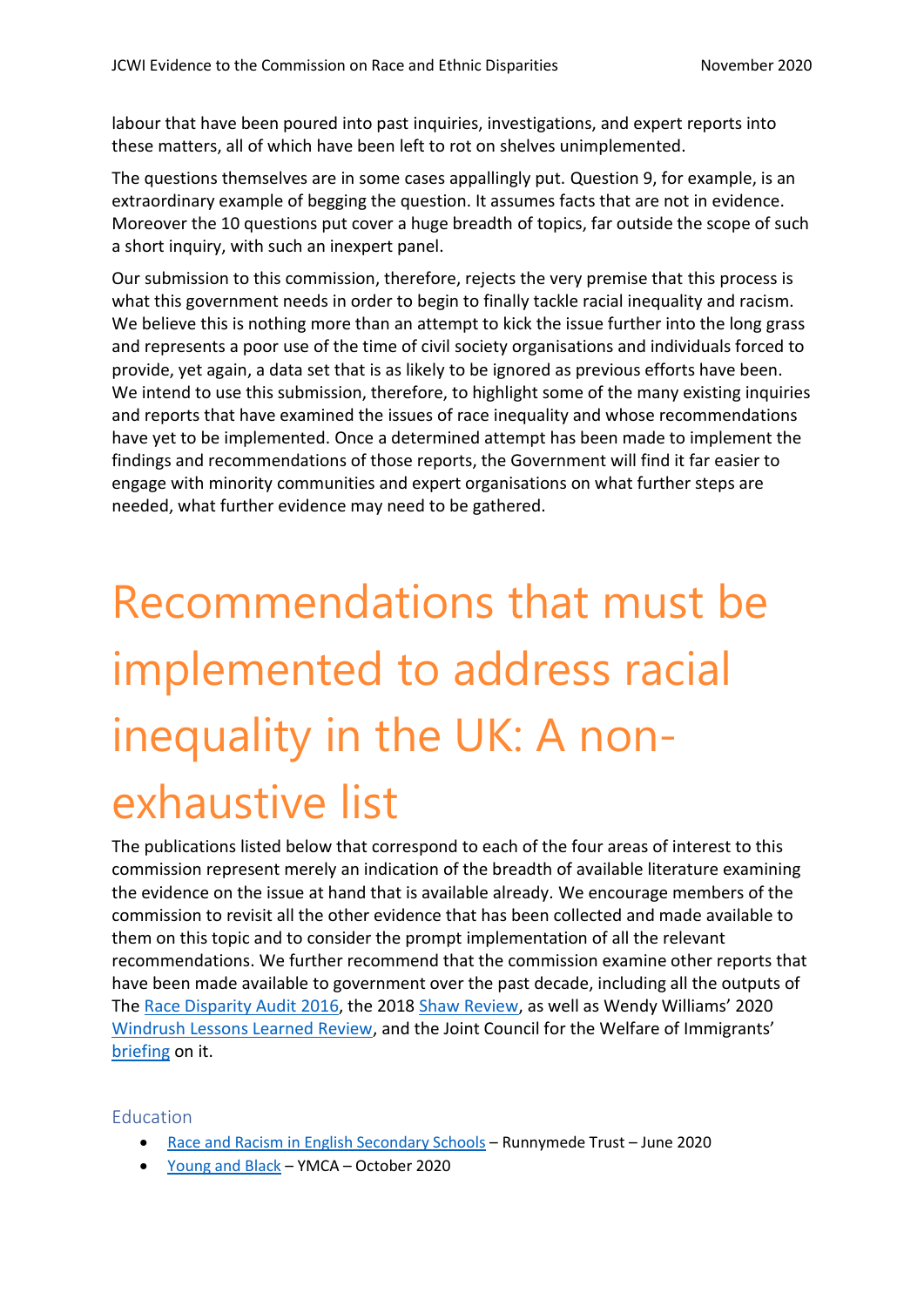labour that have been poured into past inquiries, investigations, and expert reports into these matters, all of which have been left to rot on shelves unimplemented.

The questions themselves are in some cases appallingly put. Question 9, for example, is an extraordinary example of begging the question. It assumes facts that are not in evidence. Moreover the 10 questions put cover a huge breadth of topics, far outside the scope of such a short inquiry, with such an inexpert panel.

Our submission to this commission, therefore, rejects the very premise that this process is what this government needs in order to begin to finally tackle racial inequality and racism. We believe this is nothing more than an attempt to kick the issue further into the long grass and represents a poor use of the time of civil society organisations and individuals forced to provide, yet again, a data set that is as likely to be ignored as previous efforts have been. We intend to use this submission, therefore, to highlight some of the many existing inquiries and reports that have examined the issues of race inequality and whose recommendations have yet to be implemented. Once a determined attempt has been made to implement the findings and recommendations of those reports, the Government will find it far easier to engage with minority communities and expert organisations on what further steps are needed, what further evidence may need to be gathered.

# Recommendations that must be implemented to address racial inequality in the UK: A non-exhaustive list

The publications listed below that correspond to each of the four areas of interest to this commission represent merely an indication of the breadth of available literature examining the evidence on the issue at hand that is available already. We encourage members of the commission to revisit all the other evidence that has been collected and made available to them on this topic and to consider the prompt implementation of all the relevant recommendations. We further recommend that the commission examine other reports that have been made available to government over the past decade, including all the outputs of The Race Disparity Audit 2016, the 2018 Shaw Review, as well as Wendy Williams' 2020 Windrush Lessons Learned Review, and the Joint Council for the Welfare of Immigrants' briefing on it.

## Education

- Race and Racism in English Secondary Schools – Runnymede Trust – June 2020
- Young and Black – YMCA – October 2020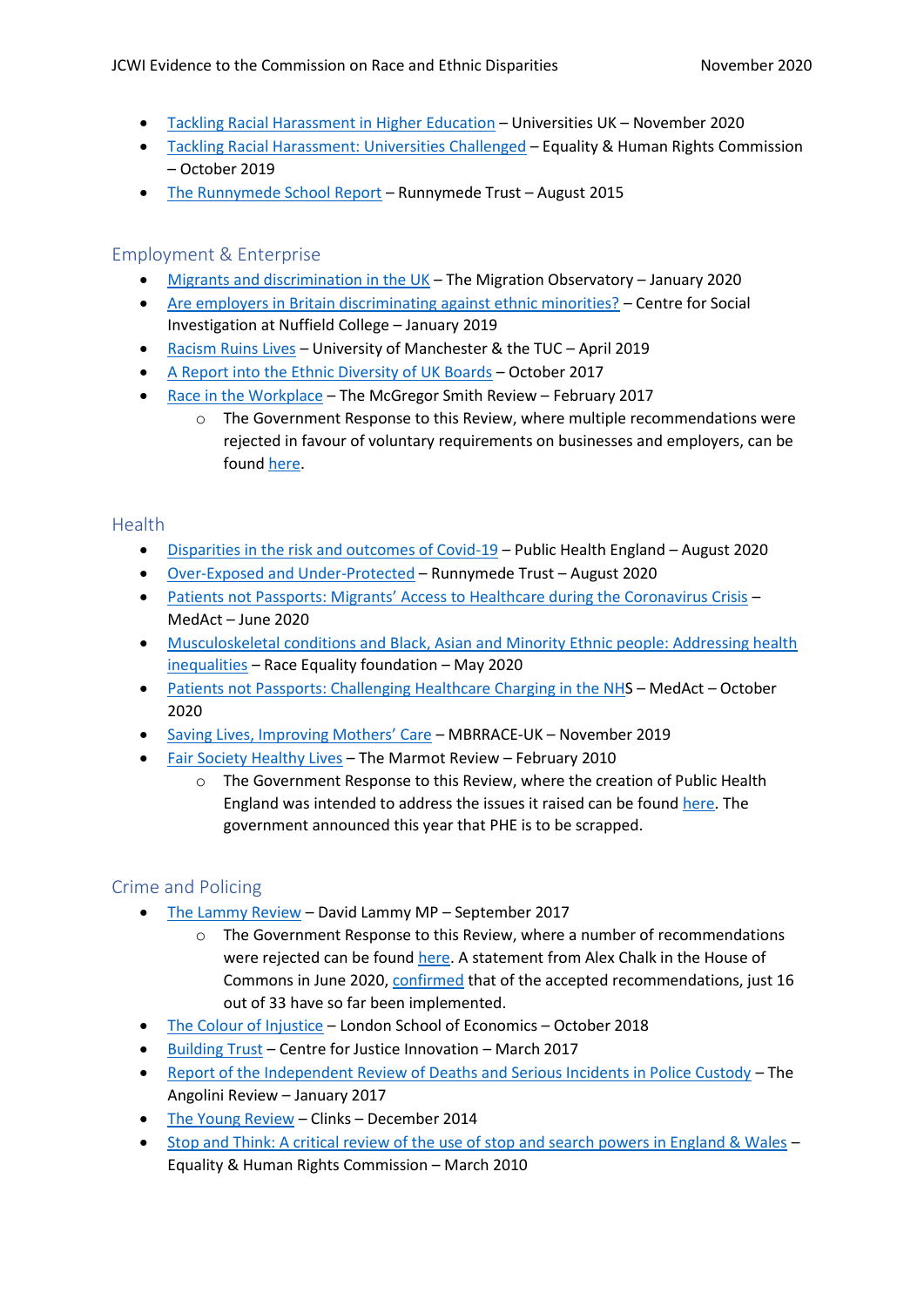- Tackling Racial Harassment in Higher Education – Universities UK – November 2020
- Tackling Racial Harassment: Universities Challenged – Equality & Human Rights Commission – October 2019
- The Runnymede School Report – Runnymede Trust – August 2015

## Employment & Enterprise

- Migrants and discrimination in the UK – The Migration Observatory – January 2020
- Are employers in Britain discriminating against ethnic minorities? – Centre for Social Investigation at Nuffield College – January 2019
- Racism Ruins Lives – University of Manchester & the TUC – April 2019
- A Report into the Ethnic Diversity of UK Boards – October 2017
- Race in the Workplace – The McGregor Smith Review – February 2017
    - The Government Response to this Review, where multiple recommendations were rejected in favour of voluntary requirements on businesses and employers, can be found here.

## Health

- Disparities in the risk and outcomes of Covid-19 – Public Health England – August 2020
- Over-Exposed and Under-Protected – Runnymede Trust – August 2020
- Patients not Passports: Migrants' Access to Healthcare during the Coronavirus Crisis – MedAct – June 2020
- Musculoskeletal conditions and Black, Asian and Minority Ethnic people: Addressing health inequalities – Race Equality foundation – May 2020
- Patients not Passports: Challenging Healthcare Charging in the NHS – MedAct – October 2020
- Saving Lives, Improving Mothers' Care – MBRRACE-UK – November 2019
- Fair Society Healthy Lives – The Marmot Review – February 2010
    - The Government Response to this Review, where the creation of Public Health England was intended to address the issues it raised can be found here. The government announced this year that PHE is to be scrapped.

## Crime and Policing

- The Lammy Review – David Lammy MP – September 2017
    - The Government Response to this Review, where a number of recommendations were rejected can be found here. A statement from Alex Chalk in the House of Commons in June 2020, confirmed that of the accepted recommendations, just 16 out of 33 have so far been implemented.
- The Colour of Injustice – London School of Economics – October 2018
- Building Trust – Centre for Justice Innovation – March 2017
- Report of the Independent Review of Deaths and Serious Incidents in Police Custody – The Angolini Review – January 2017
- The Young Review – Clinks – December 2014
- Stop and Think: A critical review of the use of stop and search powers in England & Wales – Equality & Human Rights Commission – March 2010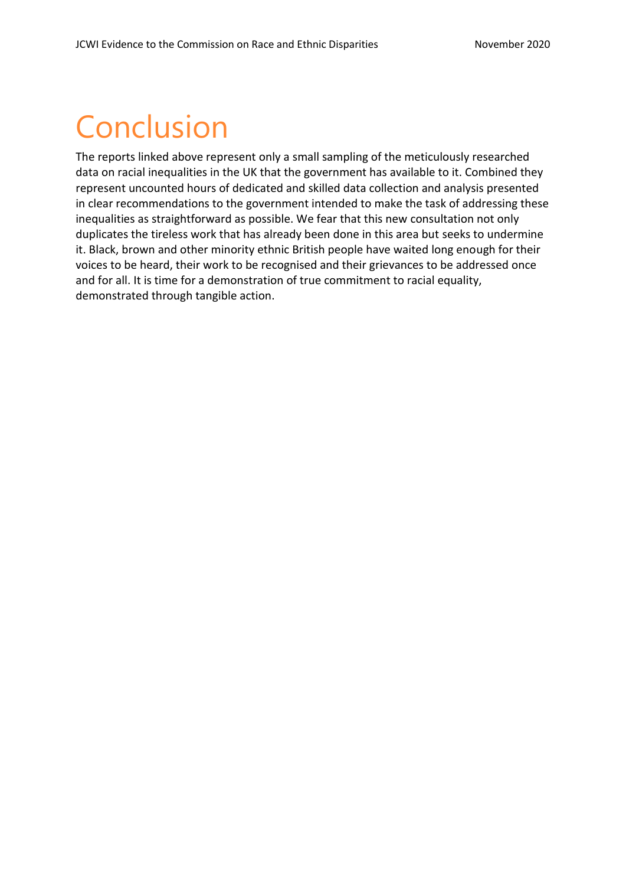# Conclusion

The reports linked above represent only a small sampling of the meticulously researched data on racial inequalities in the UK that the government has available to it. Combined they represent uncounted hours of dedicated and skilled data collection and analysis presented in clear recommendations to the government intended to make the task of addressing these inequalities as straightforward as possible. We fear that this new consultation not only duplicates the tireless work that has already been done in this area but seeks to undermine it. Black, brown and other minority ethnic British people have waited long enough for their voices to be heard, their work to be recognised and their grievances to be addressed once and for all. It is time for a demonstration of true commitment to racial equality, demonstrated through tangible action.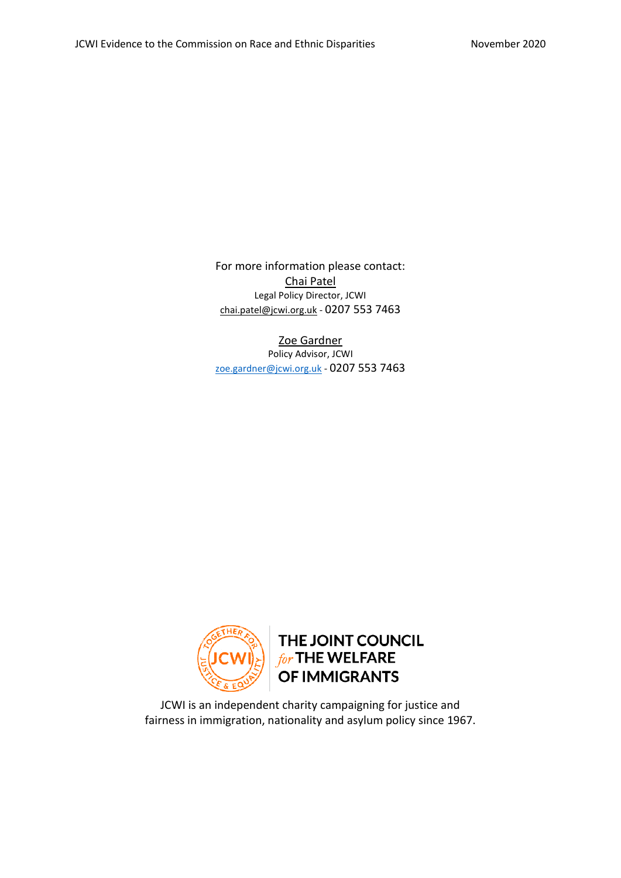For more information please contact:

Chai Patel

Legal Policy Director, JCWI

chai.patel@jcwi.org.uk - 0207 553 7463

Zoe Gardner

Policy Advisor, JCWI

zoe.gardner@jcwi.org.uk - 0207 553 7463

THE JOINT COUNCIL *for* THE WELFARE OF IMMIGRANTS

JCWI is an independent charity campaigning for justice and fairness in immigration, nationality and asylum policy since 1967.